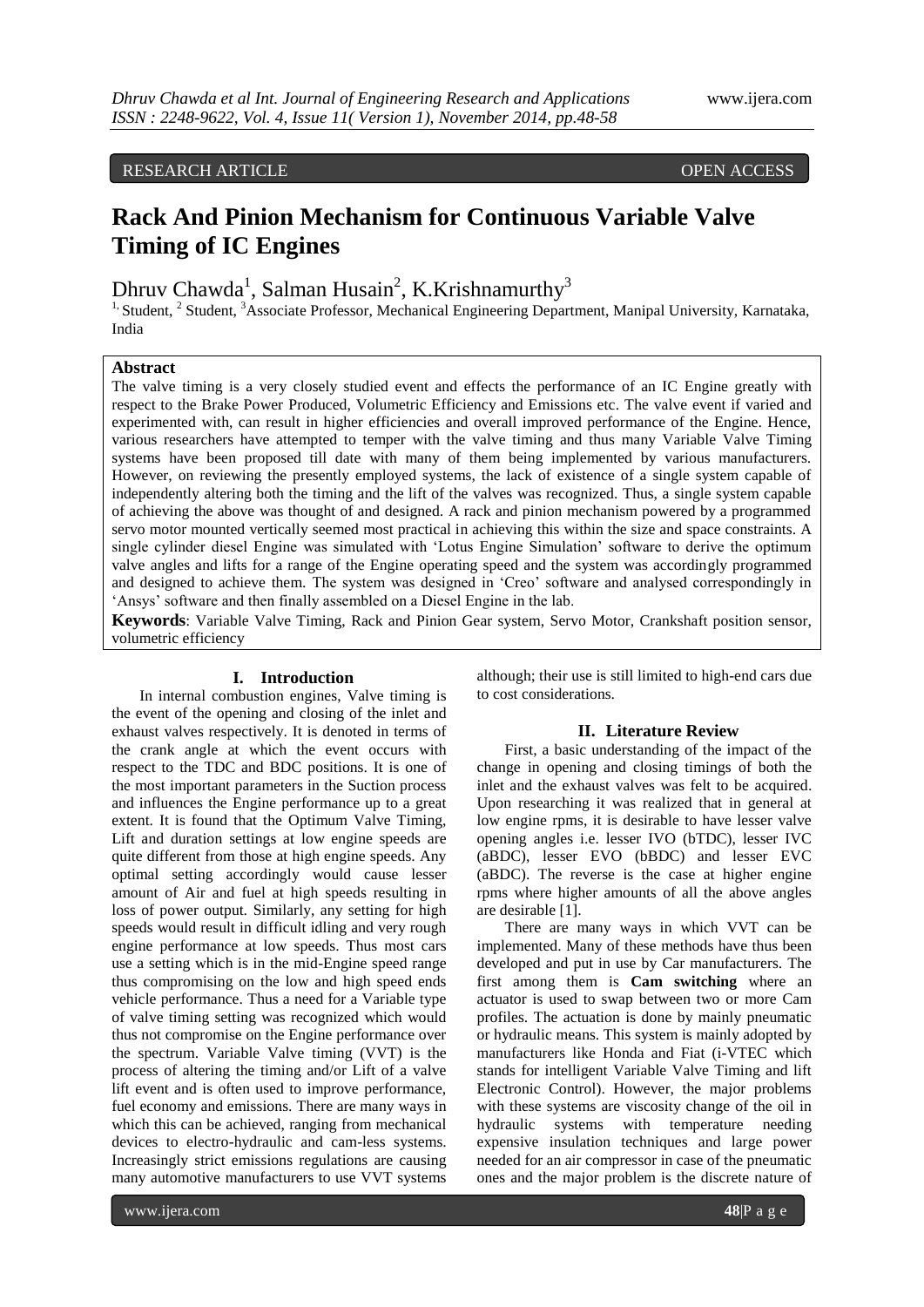RESEARCH ARTICLE OPEN ACCESS

# Rack And Pinion Mechanism for Continuous Variable Valve Timing of IC Engines

Dhruv Chawda[1], Salman Husain[2], K.Krishnamurthy[3]

[1,] Student, [2] Student, [3]Associate Professor, Mechanical Engineering Department, Manipal University, Karnataka, India

## Abstract

The valve timing is a very closely studied event and effects the performance of an IC Engine greatly with respect to the Brake Power Produced, Volumetric Efficiency and Emissions etc. The valve event if varied and experimented with, can result in higher efficiencies and overall improved performance of the Engine. Hence, various researchers have attempted to temper with the valve timing and thus many Variable Valve Timing systems have been proposed till date with many of them being implemented by various manufacturers. However, on reviewing the presently employed systems, the lack of existence of a single system capable of independently altering both the timing and the lift of the valves was recognized. Thus, a single system capable of achieving the above was thought of and designed. A rack and pinion mechanism powered by a programmed servo motor mounted vertically seemed most practical in achieving this within the size and space constraints. A single cylinder diesel Engine was simulated with 'Lotus Engine Simulation' software to derive the optimum valve angles and lifts for a range of the Engine operating speed and the system was accordingly programmed and designed to achieve them. The system was designed in 'Creo' software and analysed correspondingly in 'Ansys' software and then finally assembled on a Diesel Engine in the lab.

**Keywords**: Variable Valve Timing, Rack and Pinion Gear system, Servo Motor, Crankshaft position sensor, volumetric efficiency

## I. Introduction

In internal combustion engines, Valve timing is the event of the opening and closing of the inlet and exhaust valves respectively. It is denoted in terms of the crank angle at which the event occurs with respect to the TDC and BDC positions. It is one of the most important parameters in the Suction process and influences the Engine performance up to a great extent. It is found that the Optimum Valve Timing, Lift and duration settings at low engine speeds are quite different from those at high engine speeds. Any optimal setting accordingly would cause lesser amount of Air and fuel at high speeds resulting in loss of power output. Similarly, any setting for high speeds would result in difficult idling and very rough engine performance at low speeds. Thus most cars use a setting which is in the mid-Engine speed range thus compromising on the low and high speed ends vehicle performance. Thus a need for a Variable type of valve timing setting was recognized which would thus not compromise on the Engine performance over the spectrum. Variable Valve Timing (VVT) is the process of altering the timing and/or Lift of a valve lift event and is often used to improve performance, fuel economy and emissions. There are many ways in which this can be achieved, ranging from mechanical devices to electro-hydraulic and cam-less systems. Increasingly strict emissions regulations are causing many automotive manufacturers to use VVT systems although; their use is still limited to high-end cars due to cost considerations.

## II. Literature Review

First, a basic understanding of the impact of the change in opening and closing timings of both the inlet and the exhaust valves was felt to be acquired. Upon researching it was realized that in general at low engine rpms, it is desirable to have lesser valve opening angles i.e. lesser IVO (bTDC), lesser IVC (aBDC), lesser EVO (bBDC) and lesser EVC (aBDC). The reverse is the case at higher engine rpms where higher amounts of all the above angles are desirable [1].

There are many ways in which VVT can be implemented. Many of these methods have thus been developed and put in use by Car manufacturers. The first among them is **Cam switching** where an actuator is used to swap between two or more Cam profiles. The actuation is done by mainly pneumatic or hydraulic means. This system is mainly adopted by manufacturers like Honda and Fiat (i-VTEC which stands for intelligent Variable Valve Timing and lift Electronic Control). However, the major problems with these systems are viscosity change of the oil in hydraulic systems with temperature needing expensive insulation techniques and large power needed for an air compressor in case of the pneumatic ones and the major problem is the discrete nature of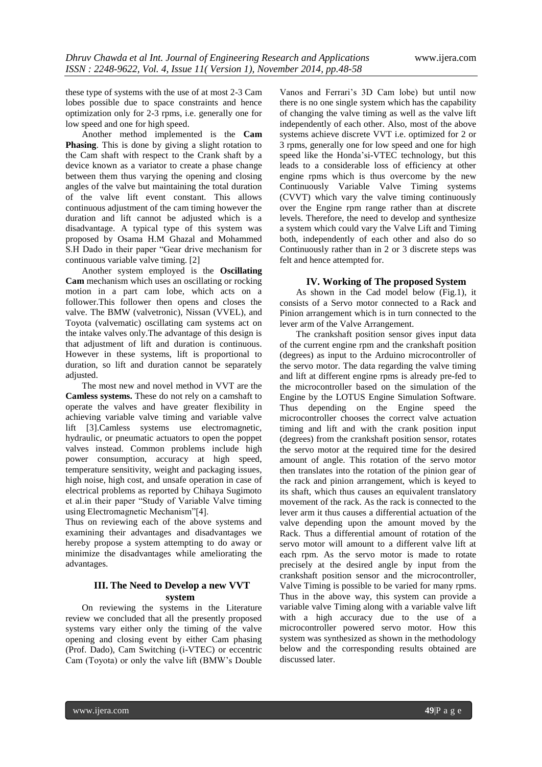these type of systems with the use of at most 2-3 Cam lobes possible due to space constraints and hence optimization only for 2-3 rpms, i.e. generally one for low speed and one for high speed.

Another method implemented is the **Cam Phasing**. This is done by giving a slight rotation to the Cam shaft with respect to the Crank shaft by a device known as a variator to create a phase change between them thus varying the opening and closing angles of the valve but maintaining the total duration of the valve lift event constant. This allows continuous adjustment of the cam timing however the duration and lift cannot be adjusted which is a disadvantage. A typical type of this system was proposed by Osama H.M Ghazal and Mohammed S.H Dado in their paper "Gear drive mechanism for continuous variable valve timing. [2]

Another system employed is the **Oscillating Cam** mechanism which uses an oscillating or rocking motion in a part cam lobe, which acts on a follower.This follower then opens and closes the valve. The BMW (valvetronic), Nissan (VVEL), and Toyota (valvematic) oscillating cam systems act on the intake valves only.The advantage of this design is that adjustment of lift and duration is continuous. However in these systems, lift is proportional to duration, so lift and duration cannot be separately adjusted.

The most new and novel method in VVT are the **Camless systems.** These do not rely on a camshaft to operate the valves and have greater flexibility in achieving variable valve timing and variable valve lift [3].Camless systems use electromagnetic, hydraulic, or pneumatic actuators to open the poppet valves instead. Common problems include high power consumption, accuracy at high speed, temperature sensitivity, weight and packaging issues, high noise, high cost, and unsafe operation in case of electrical problems as reported by Chihaya Sugimoto et al.in their paper "Study of Variable Valve timing using Electromagnetic Mechanism"[4].

Thus on reviewing each of the above systems and examining their advantages and disadvantages we hereby propose a system attempting to do away or minimize the disadvantages while ameliorating the advantages.

## III. The Need to Develop a new VVT system

On reviewing the systems in the Literature review we concluded that all the presently proposed systems vary either only the timing of the valve opening and closing event by either Cam phasing (Prof. Dado), Cam Switching (i-VTEC) or eccentric Cam (Toyota) or only the valve lift (BMW's Double Vanos and Ferrari's 3D Cam lobe) but until now there is no one single system which has the capability of changing the valve timing as well as the valve lift independently of each other. Also, most of the above systems achieve discrete VVT i.e. optimized for 2 or 3 rpms, generally one for low speed and one for high speed like the Honda'si-VTEC technology, but this leads to a considerable loss of efficiency at other engine rpms which is thus overcome by the new Continuously Variable Valve Timing systems (CVVT) which vary the valve timing continuously over the Engine rpm range rather than at discrete levels. Therefore, the need to develop and synthesize a system which could vary the Valve Lift and Timing both, independently of each other and also do so Continuously rather than in 2 or 3 discrete steps was felt and hence attempted for.

## IV. Working of The proposed System

As shown in the Cad model below (Fig.1), it consists of a Servo motor connected to a Rack and Pinion arrangement which is in turn connected to the lever arm of the Valve Arrangement.

The crankshaft position sensor gives input data of the current engine rpm and the crankshaft position (degrees) as input to the Arduino microcontroller of the servo motor. The data regarding the valve timing and lift at different engine rpms is already pre-fed to the microcontroller based on the simulation of the Engine by the LOTUS Engine Simulation Software. Thus depending on the Engine speed the microcontroller chooses the correct valve actuation timing and lift and with the crank position input (degrees) from the crankshaft position sensor, rotates the servo motor at the required time for the desired amount of angle. This rotation of the servo motor then translates into the rotation of the pinion gear of the rack and pinion arrangement, which is keyed to its shaft, which thus causes an equivalent translatory movement of the rack. As the rack is connected to the lever arm it thus causes a differential actuation of the valve depending upon the amount moved by the Rack. Thus a differential amount of rotation of the servo motor will amount to a different valve lift at each rpm. As the servo motor is made to rotate precisely at the desired angle by input from the crankshaft position sensor and the microcontroller, Valve Timing is possible to be varied for many rpms. Thus in the above way, this system can provide a variable valve Timing along with a variable valve lift with a high accuracy due to the use of a microcontroller powered servo motor. How this system was synthesized as shown in the methodology below and the corresponding results obtained are discussed later.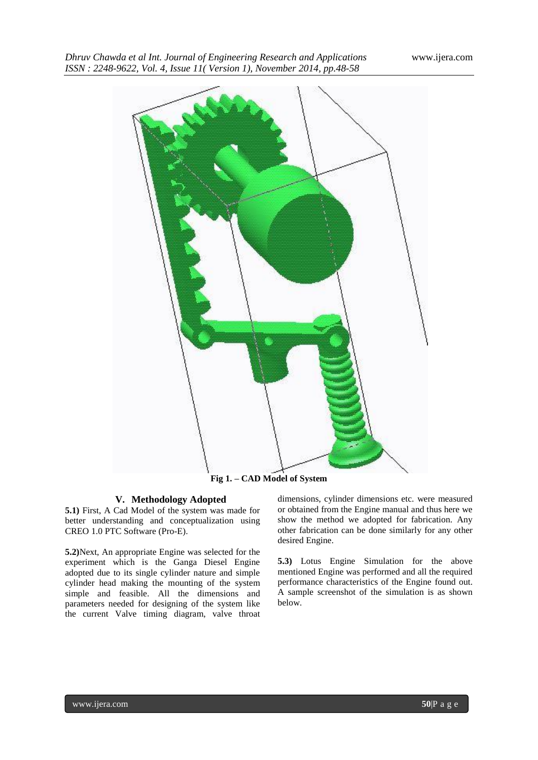Fig 1. – CAD Model of System

## V. Methodology Adopted

**5.1)** First, A Cad Model of the system was made for better understanding and conceptualization using CREO 1.0 PTC Software (Pro-E).

**5.2)**Next, An appropriate Engine was selected for the experiment which is the Ganga Diesel Engine adopted due to its single cylinder nature and simple cylinder head making the mounting of the system simple and feasible. All the dimensions and parameters needed for designing of the system like the current Valve timing diagram, valve throat dimensions, cylinder dimensions etc. were measured or obtained from the Engine manual and thus here we show the method we adopted for fabrication. Any other fabrication can be done similarly for any other desired Engine.

**5.3)** Lotus Engine Simulation for the above mentioned Engine was performed and all the required performance characteristics of the Engine found out. A sample screenshot of the simulation is as shown below.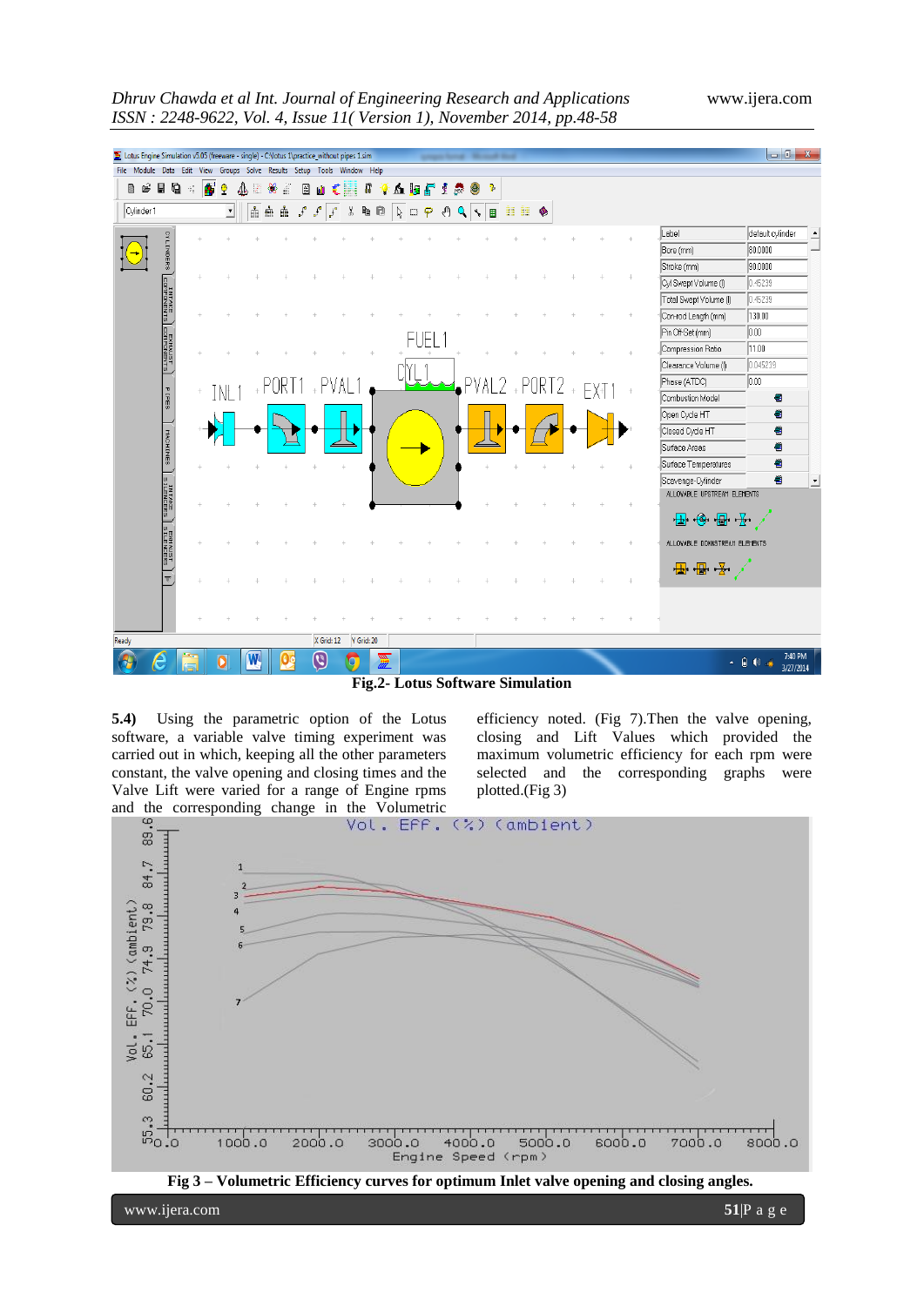Fig.2- Lotus Software Simulation

**5.4)** Using the parametric option of the Lotus software, a variable valve timing experiment was carried out in which, keeping all the other parameters constant, the valve opening and closing times and the Valve Lift were varied for a range of Engine rpms and the corresponding change in the Volumetric efficiency noted. (Fig 7).Then the valve opening, closing and Lift Values which provided the maximum volumetric efficiency for each rpm were selected and the corresponding graphs were plotted.(Fig 3)

**Fig 3 – Volumetric Efficiency curves for optimum Inlet valve opening and closing angles.**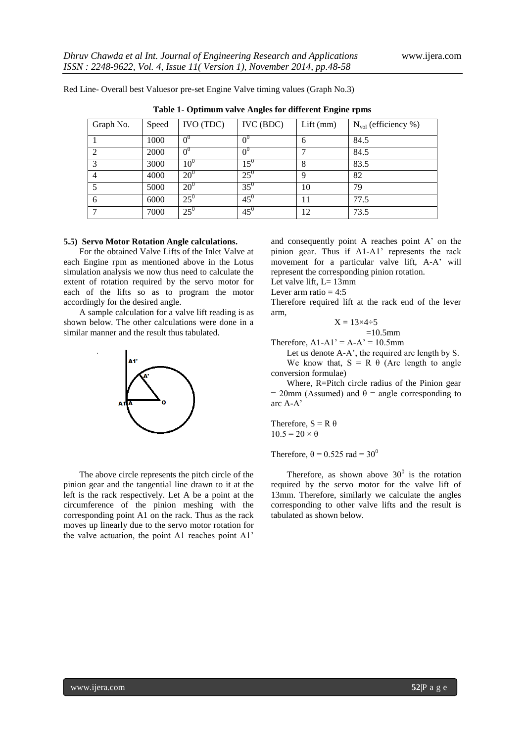Red Line- Overall best Valuesor pre-set Engine Valve timing values (Graph No.3)

**Table 1- Optimum valve Angles for different Engine rpms**

| Graph No. | Speed | IVO (TDC) | IVC (BDC) | Lift (mm) | $N_{vol}$ (efficiency %) |
|---|---|---|---|---|---|
| 1 | 1000 | $0^0$ | $0^0$ | 6 | 84.5 |
| 2 | 2000 | $0^0$ | $0^0$ | 7 | 84.5 |
| 3 | 3000 | $10^0$ | $15^0$ | 8 | 83.5 |
| 4 | 4000 | $20^0$ | $25^0$ | 9 | 82 |
| 5 | 5000 | $20^0$ | $35^0$ | 10 | 79 |
| 6 | 6000 | $25^0$ | $45^0$ | 11 | 77.5 |
| 7 | 7000 | $25^0$ | $45^0$ | 12 | 73.5 |

### 5.5) Servo Motor Rotation Angle calculations.

For the obtained Valve Lifts of the Inlet Valve at each Engine rpm as mentioned above in the Lotus simulation analysis we now thus need to calculate the extent of rotation required by the servo motor for each of the lifts so as to program the motor accordingly for the desired angle.

A sample calculation for a valve lift reading is as shown below. The other calculations were done in a similar manner and the result thus tabulated.

The above circle represents the pitch circle of the pinion gear and the tangential line drawn to it at the left is the rack respectively. Let A be a point at the circumference of the pinion meshing with the corresponding point A1 on the rack. Thus as the rack moves up linearly due to the servo motor rotation for the valve actuation, the point A1 reaches point A1' and consequently point A reaches point A' on the pinion gear. Thus if A1-A1' represents the rack movement for a particular valve lift, A-A' will represent the corresponding pinion rotation.

Let valve lift, L= 13mm

Lever arm ratio = 4:5

Therefore required lift at the rack end of the lever arm,

$$X = 13 \times 4 \div 5$$
$$= 10.5\text{mm}$$

Therefore, A1-A1' = A-A' = 10.5mm

Let us denote A-A', the required arc length by S.

We know that, $S = R\ \theta$ (Arc length to angle conversion formulae)

Where, R=Pitch circle radius of the Pinion gear = 20mm (Assumed) and $\theta$ = angle corresponding to arc A-A'

Therefore, $S = R\ \theta$

$10.5 = 20 \times \theta$

Therefore, $\theta = 0.525$ rad $= 30^0$

Therefore, as shown above $30^0$ is the rotation required by the servo motor for the valve lift of 13mm. Therefore, similarly we calculate the angles corresponding to other valve lifts and the result is tabulated as shown below.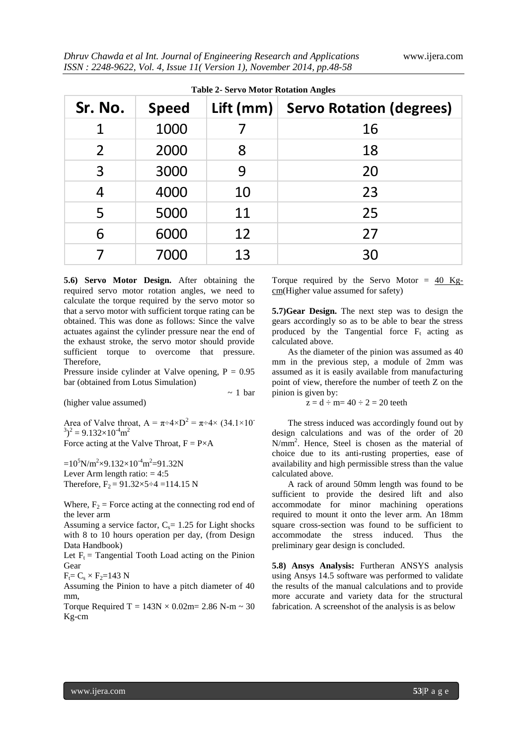**Table 2- Servo Motor Rotation Angles**

| Sr. No. | Speed | Lift (mm) | Servo Rotation (degrees) |
|---|---|---|---|
| 1 | 1000 | 7 | 16 |
| 2 | 2000 | 8 | 18 |
| 3 | 3000 | 9 | 20 |
| 4 | 4000 | 10 | 23 |
| 5 | 5000 | 11 | 25 |
| 6 | 6000 | 12 | 27 |
| 7 | 7000 | 13 | 30 |

**5.6) Servo Motor Design.** After obtaining the required servo motor rotation angles, we need to calculate the torque required by the servo motor so that a servo motor with sufficient torque rating can be obtained. This was done as follows: Since the valve actuates against the cylinder pressure near the end of the exhaust stroke, the servo motor should provide sufficient torque to overcome that pressure. Therefore,

Pressure inside cylinder at Valve opening, $P = 0.95$ bar (obtained from Lotus Simulation)

$\sim 1$ bar (higher value assumed)

Area of Valve throat, $A = \pi \div 4 \times D^2 = \pi \div 4 \times (34.1 \times 10^{-3})^2 = 9.132 \times 10^{-4} m^2$

Force acting at the Valve Throat, $F = P \times A$

$= 10^5 N/m^2 \times 9.132 \times 10^{-4} m^2 = 91.32 N$

Lever Arm length ratio: $= 4:5$

Therefore, $F_2 = 91.32 \times 5 \div 4 = 114.15$ N

Where, $F_2$ = Force acting at the connecting rod end of the lever arm

Assuming a service factor, $C_s = 1.25$ for Light shocks with 8 to 10 hours operation per day, (from Design Data Handbook)

Let $F_t$ = Tangential Tooth Load acting on the Pinion Gear

$F_t = C_s \times F_2 = 143$ N

Assuming the Pinion to have a pitch diameter of 40 mm,

Torque Required $T = 143N \times 0.02m = 2.86$ N-m $\sim 30$ Kg-cm

Torque required by the Servo Motor = 40 Kg-cm(Higher value assumed for safety)

**5.7)Gear Design.** The next step was to design the gears accordingly so as to be able to bear the stress produced by the Tangential force $F_t$ acting as calculated above.

As the diameter of the pinion was assumed as 40 mm in the previous step, a module of 2mm was assumed as it is easily available from manufacturing point of view, therefore the number of teeth Z on the pinion is given by:

$z = d \div m = 40 \div 2 = 20$ teeth

The stress induced was accordingly found out by design calculations and was of the order of 20 $N/mm^2$. Hence, Steel is chosen as the material of choice due to its anti-rusting properties, ease of availability and high permissible stress than the value calculated above.

A rack of around 50mm length was found to be sufficient to provide the desired lift and also accommodate for minor machining operations required to mount it onto the lever arm. An 18mm square cross-section was found to be sufficient to accommodate the stress induced. Thus the preliminary gear design is concluded.

**5.8) Ansys Analysis:** Furtheran ANSYS analysis using Ansys 14.5 software was performed to validate the results of the manual calculations and to provide more accurate and variety data for the structural fabrication. A screenshot of the analysis is as below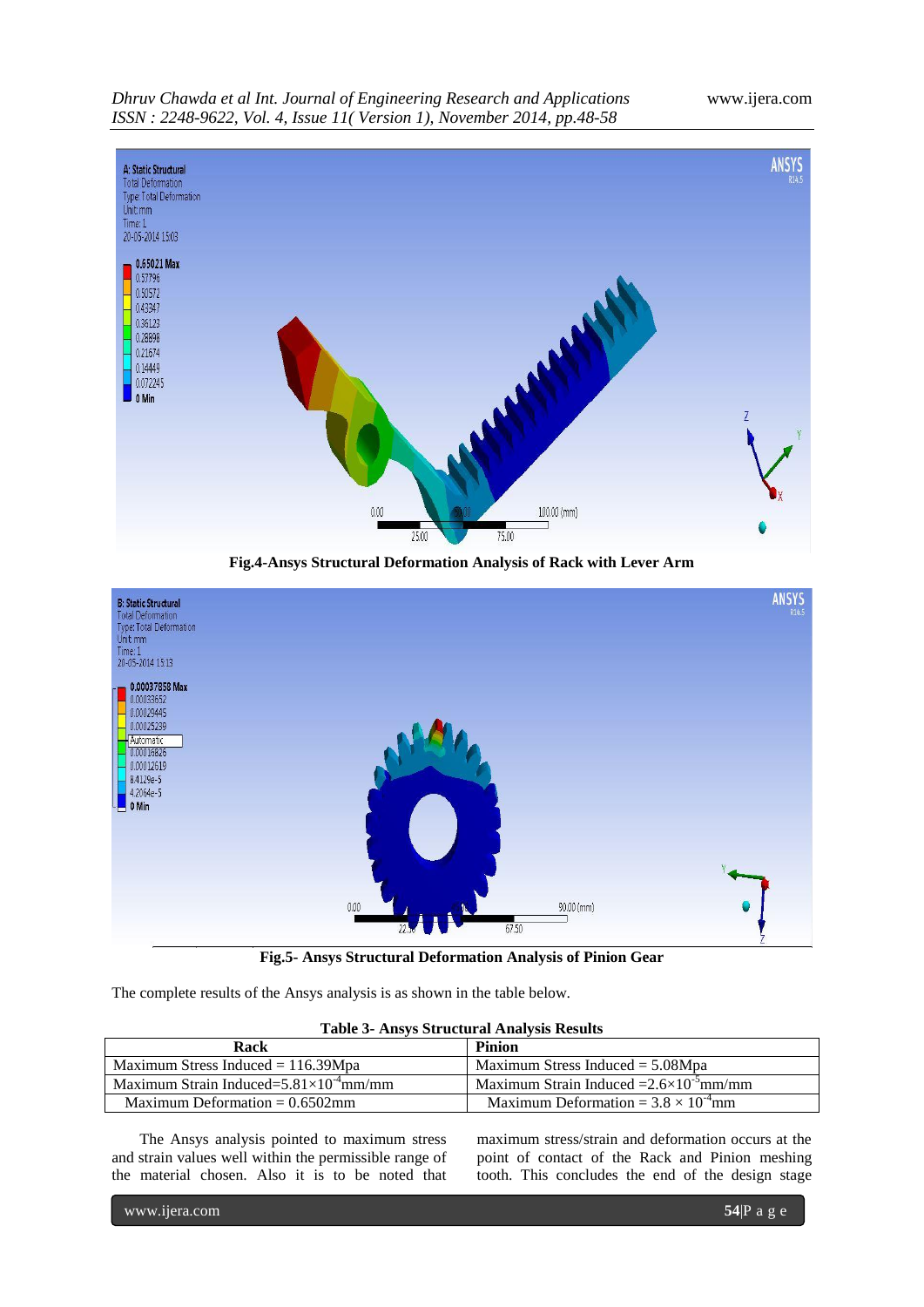Fig.4-Ansys Structural Deformation Analysis of Rack with Lever Arm

Fig.5- Ansys Structural Deformation Analysis of Pinion Gear

The complete results of the Ansys analysis is as shown in the table below.

**Table 3- Ansys Structural Analysis Results**

| Rack | Pinion |
|---|---|
| Maximum Stress Induced = 116.39Mpa | Maximum Stress Induced = 5.08Mpa |
| Maximum Strain Induced=$5.81\times10^{-4}$mm/mm | Maximum Strain Induced =$2.6\times10^{-5}$mm/mm |
| Maximum Deformation = 0.6502mm | Maximum Deformation = $3.8 \times 10^{-4}$mm |

The Ansys analysis pointed to maximum stress and strain values well within the permissible range of the material chosen. Also it is to be noted that maximum stress/strain and deformation occurs at the point of contact of the Rack and Pinion meshing tooth. This concludes the end of the design stage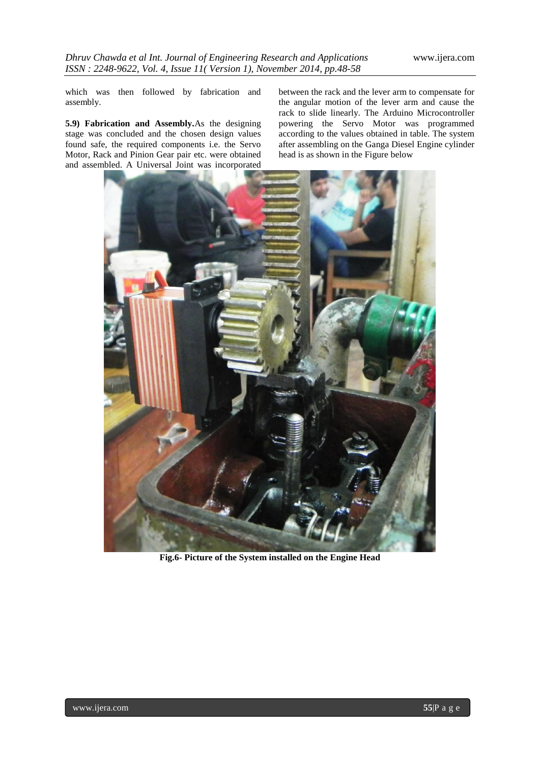which was then followed by fabrication and assembly.

**5.9) Fabrication and Assembly.** As the designing stage was concluded and the chosen design values found safe, the required components i.e. the Servo Motor, Rack and Pinion Gear pair etc. were obtained and assembled. A Universal Joint was incorporated between the rack and the lever arm to compensate for the angular motion of the lever arm and cause the rack to slide linearly. The Arduino Microcontroller powering the Servo Motor was programmed according to the values obtained in table. The system after assembling on the Ganga Diesel Engine cylinder head is as shown in the Figure below

**Fig.6- Picture of the System installed on the Engine Head**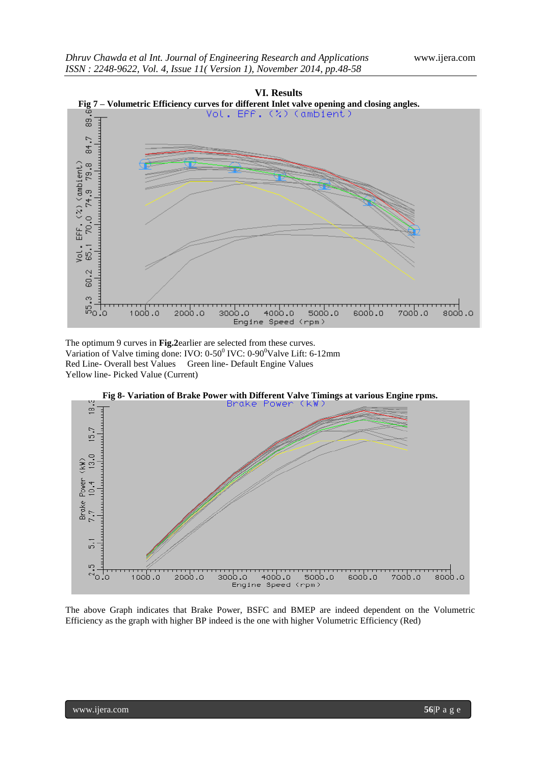## VI. Results

**Fig 7 – Volumetric Efficiency curves for different Inlet valve opening and closing angles.**

The optimum 9 curves in **Fig.2**earlier are selected from these curves.
Variation of Valve timing done: IVO: 0-50$^0$ IVC: 0-90$^0$Valve Lift: 6-12mm
Red Line- Overall best Values     Green line- Default Engine Values
Yellow line- Picked Value (Current)

**Fig 8- Variation of Brake Power with Different Valve Timings at various Engine rpms.**

The above Graph indicates that Brake Power, BSFC and BMEP are indeed dependent on the Volumetric Efficiency as the graph with higher BP indeed is the one with higher Volumetric Efficiency (Red)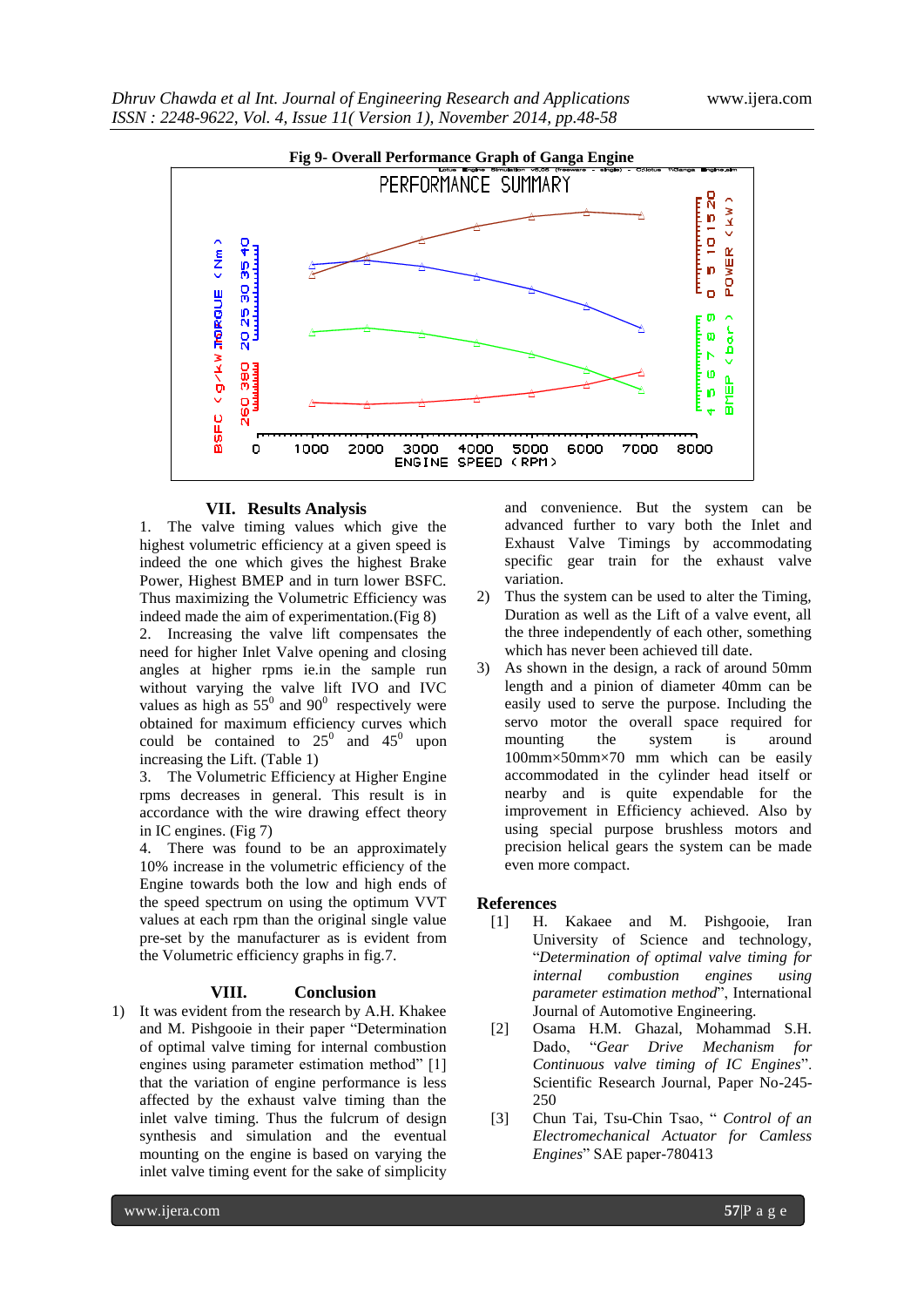**Fig 9- Overall Performance Graph of Ganga Engine**

## VII. Results Analysis

1. The valve timing values which give the highest volumetric efficiency at a given speed is indeed the one which gives the highest Brake Power, Highest BMEP and in turn lower BSFC. Thus maximizing the Volumetric Efficiency was indeed made the aim of experimentation.(Fig 8)
2. Increasing the valve lift compensates the need for higher Inlet Valve opening and closing angles at higher rpms ie.in the sample run without varying the valve lift IVO and IVC values as high as $55^0$ and $90^0$ respectively were obtained for maximum efficiency curves which could be contained to $25^0$ and $45^0$ upon increasing the Lift. (Table 1)
3. The Volumetric Efficiency at Higher Engine rpms decreases in general. This result is in accordance with the wire drawing effect theory in IC engines. (Fig 7)
4. There was found to be an approximately 10% increase in the volumetric efficiency of the Engine towards both the low and high ends of the speed spectrum on using the optimum VVT values at each rpm than the original single value pre-set by the manufacturer as is evident from the Volumetric efficiency graphs in fig.7.

## VIII. Conclusion

1) It was evident from the research by A.H. Khakee and M. Pishgooie in their paper "Determination of optimal valve timing for internal combustion engines using parameter estimation method" [1] that the variation of engine performance is less affected by the exhaust valve timing than the inlet valve timing. Thus the fulcrum of design synthesis and simulation and the eventual mounting on the engine is based on varying the inlet valve timing event for the sake of simplicity and convenience. But the system can be advanced further to vary both the Inlet and Exhaust Valve Timings by accommodating specific gear train for the exhaust valve variation.
2) Thus the system can be used to alter the Timing, Duration as well as the Lift of a valve event, all the three independently of each other, something which has never been achieved till date.
3) As shown in the design, a rack of around 50mm length and a pinion of diameter 40mm can be easily used to serve the purpose. Including the servo motor the overall space required for mounting the system is around 100mm×50mm×70 mm which can be easily accommodated in the cylinder head itself or nearby and is quite expendable for the improvement in Efficiency achieved. Also by using special purpose brushless motors and precision helical gears the system can be made even more compact.

## References

[1] H. Kakaee and M. Pishgooie, Iran University of Science and technology, "*Determination of optimal valve timing for internal combustion engines using parameter estimation method*", International Journal of Automotive Engineering.

[2] Osama H.M. Ghazal, Mohammad S.H. Dado, "*Gear Drive Mechanism for Continuous valve timing of IC Engines*". Scientific Research Journal, Paper No-245-250

[3] Chun Tai, Tsu-Chin Tsao, " *Control of an Electromechanical Actuator for Camless Engines*" SAE paper-780413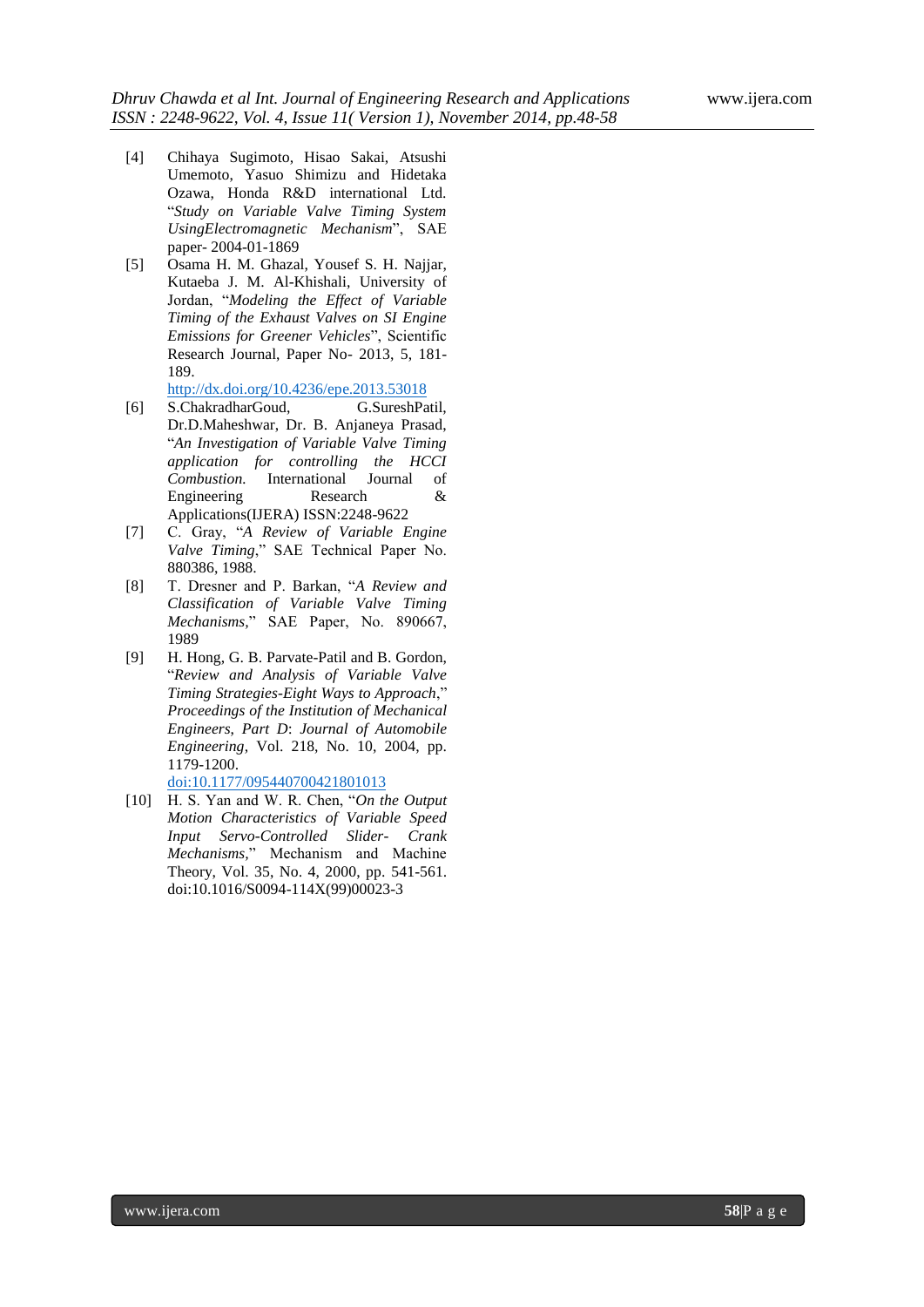[4] Chihaya Sugimoto, Hisao Sakai, Atsushi Umemoto, Yasuo Shimizu and Hidetaka Ozawa, Honda R&D international Ltd. "*Study on Variable Valve Timing System UsingElectromagnetic Mechanism*", SAE paper- 2004-01-1869

[5] Osama H. M. Ghazal, Yousef S. H. Najjar, Kutaeba J. M. Al-Khishali, University of Jordan, "*Modeling the Effect of Variable Timing of the Exhaust Valves on SI Engine Emissions for Greener Vehicles*", Scientific Research Journal, Paper No- 2013, 5, 181-189. http://dx.doi.org/10.4236/epe.2013.53018

[6] S.ChakradharGoud, G.SureshPatil, Dr.D.Maheshwar, Dr. B. Anjaneya Prasad, "*An Investigation of Variable Valve Timing application for controlling the HCCI Combustion.* International Journal of Engineering Research & Applications(IJERA) ISSN:2248-9622

[7] C. Gray, "*A Review of Variable Engine Valve Timing*," SAE Technical Paper No. 880386, 1988.

[8] T. Dresner and P. Barkan, "*A Review and Classification of Variable Valve Timing Mechanisms,*" SAE Paper, No. 890667, 1989

[9] H. Hong, G. B. Parvate-Patil and B. Gordon, "*Review and Analysis of Variable Valve Timing Strategies-Eight Ways to Approach*," *Proceedings of the Institution of Mechanical Engineers, Part D*: *Journal of Automobile Engineering*, Vol. 218, No. 10, 2004, pp. 1179-1200. doi:10.1177/095440700421801013

[10] H. S. Yan and W. R. Chen, "*On the Output Motion Characteristics of Variable Speed Input Servo-Controlled Slider- Crank Mechanisms*," Mechanism and Machine Theory, Vol. 35, No. 4, 2000, pp. 541-561. doi:10.1016/S0094-114X(99)00023-3